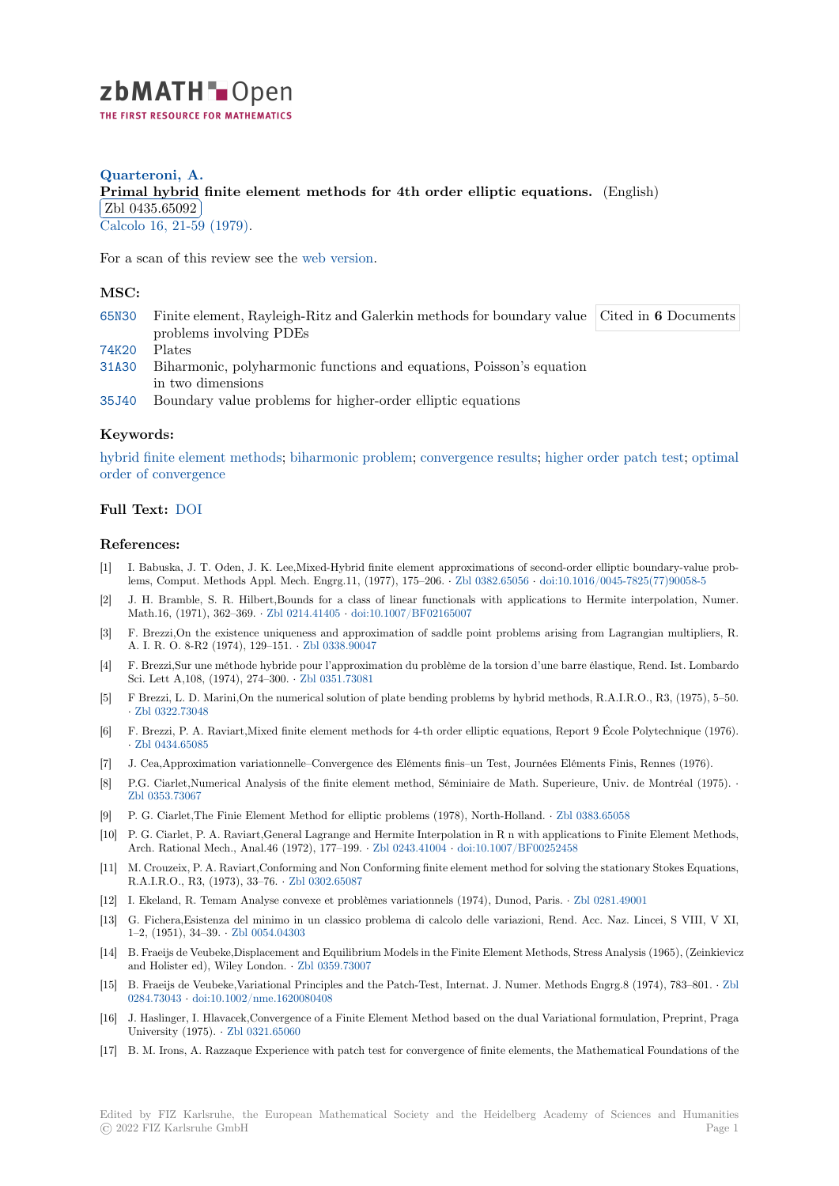# zbMATH Open

THE FIRST RESOURCE FOR MATHEMATICS

**Quarteroni, A.**

**Primal hybrid finite element methods for 4th order elliptic equations.** (English)

Zbl 0435.65092

Calcolo 16, 21-59 (1979).

For a scan of this review see the web version.

## MSC:

65N30 Finite element, Rayleigh-Ritz and Galerkin methods for boundary value problems involving PDEs

74K20 Plates

31A30 Biharmonic, polyharmonic functions and equations, Poisson's equation in two dimensions

35J40 Boundary value problems for higher-order elliptic equations

Cited in **6** Documents

## Keywords:

hybrid finite element methods; biharmonic problem; convergence results; higher order patch test; optimal order of convergence

## Full Text: DOI

## References:

[1] I. Babuska, J. T. Oden, J. K. Lee,Mixed-Hybrid finite element approximations of second-order elliptic boundary-value problems, Comput. Methods Appl. Mech. Engrg.11, (1977), 175–206. · Zbl 0382.65056 · doi:10.1016/0045-7825(77)90058-5

[2] J. H. Bramble, S. R. Hilbert,Bounds for a class of linear functionals with applications to Hermite interpolation, Numer. Math.16, (1971), 362–369. · Zbl 0214.41405 · doi:10.1007/BF02165007

[3] F. Brezzi,On the existence uniqueness and approximation of saddle point problems arising from Lagrangian multipliers, R. A. I. R. O. 8-R2 (1974), 129–151. · Zbl 0338.90047

[4] F. Brezzi,Sur une méthode hybride pour l'approximation du problème de la torsion d'une barre élastique, Rend. Ist. Lombardo Sci. Lett A,108, (1974), 274–300. · Zbl 0351.73081

[5] F Brezzi, L. D. Marini,On the numerical solution of plate bending problems by hybrid methods, R.A.I.R.O., R3, (1975), 5–50. · Zbl 0322.73048

[6] F. Brezzi, P. A. Raviart,Mixed finite element methods for 4-th order elliptic equations, Report 9 École Polytechnique (1976). · Zbl 0434.65085

[7] J. Cea,Approximation variationnelle–Convergence des Eléments finis–un Test, Journées Eléments Finis, Rennes (1976).

[8] P.G. Ciarlet,Numerical Analysis of the finite element method, Séminiaire de Math. Superieure, Univ. de Montréal (1975). · Zbl 0353.73067

[9] P. G. Ciarlet,The Finie Element Method for elliptic problems (1978), North-Holland. · Zbl 0383.65058

[10] P. G. Ciarlet, P. A. Raviart,General Lagrange and Hermite Interpolation in R n with applications to Finite Element Methods, Arch. Rational Mech., Anal.46 (1972), 177–199. · Zbl 0243.41004 · doi:10.1007/BF00252458

[11] M. Crouzeix, P. A. Raviart,Conforming and Non Conforming finite element method for solving the stationary Stokes Equations, R.A.I.R.O., R3, (1973), 33–76. · Zbl 0302.65087

[12] I. Ekeland, R. Temam Analyse convexe et problèmes variationnels (1974), Dunod, Paris. · Zbl 0281.49001

[13] G. Fichera,Esistenza del minimo in un classico problema di calcolo delle variazioni, Rend. Acc. Naz. Lincei, S VIII, V XI, 1–2, (1951), 34–39. · Zbl 0054.04303

[14] B. Fraeijs de Veubeke,Displacement and Equilibrium Models in the Finite Element Methods, Stress Analysis (1965), (Zeinkievicz and Holister ed), Wiley London. · Zbl 0359.73007

[15] B. Fraeijs de Veubeke,Variational Principles and the Patch-Test, Internat. J. Numer. Methods Engrg.8 (1974), 783–801. · Zbl 0284.73043 · doi:10.1002/nme.1620080408

[16] J. Haslinger, I. Hlavacek,Convergence of a Finite Element Method based on the dual Variational formulation, Preprint, Praga University (1975). · Zbl 0321.65060

[17] B. M. Irons, A. Razzaque Experience with patch test for convergence of finite elements, the Mathematical Foundations of the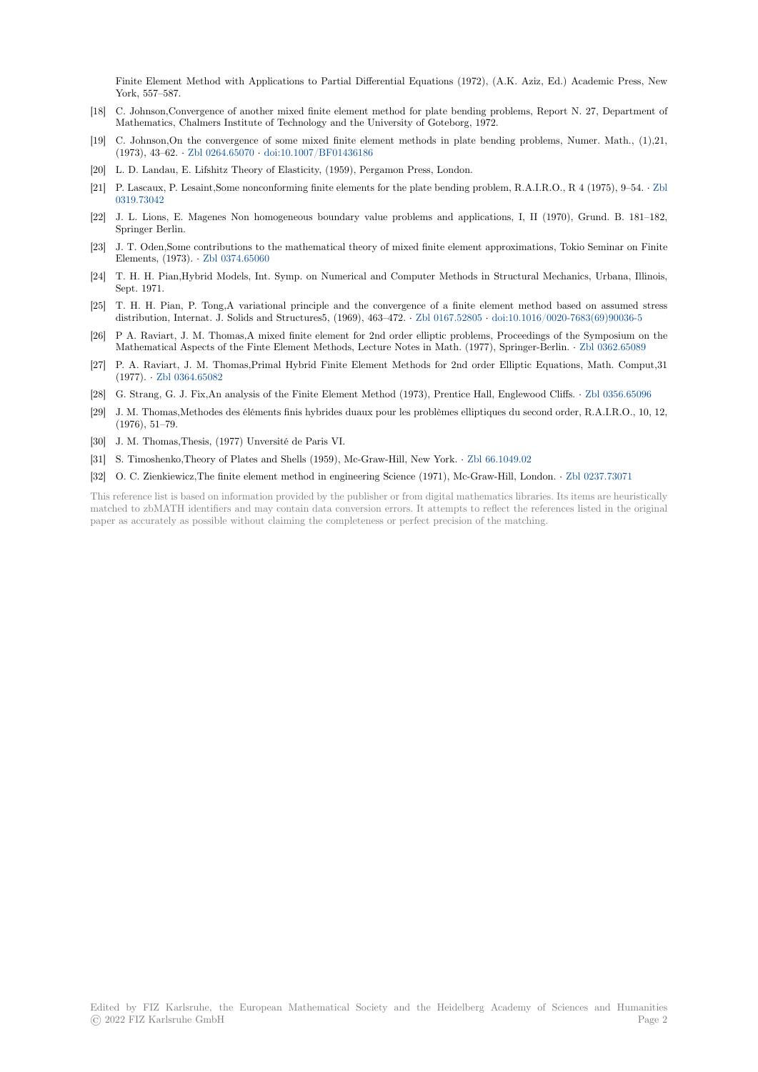Finite Element Method with Applications to Partial Differential Equations (1972), (A.K. Aziz, Ed.) Academic Press, New York, 557–587.

[18] C. Johnson,Convergence of another mixed finite element method for plate bending problems, Report N. 27, Department of Mathematics, Chalmers Institute of Technology and the University of Goteborg, 1972.

[19] C. Johnson,On the convergence of some mixed finite element methods in plate bending problems, Numer. Math., (1),21, (1973), 43–62. · Zbl 0264.65070 · doi:10.1007/BF01436186

[20] L. D. Landau, E. Lifshitz Theory of Elasticity, (1959), Pergamon Press, London.

[21] P. Lascaux, P. Lesaint,Some nonconforming finite elements for the plate bending problem, R.A.I.R.O., R 4 (1975), 9–54. · Zbl 0319.73042

[22] J. L. Lions, E. Magenes Non homogeneous boundary value problems and applications, I, II (1970), Grund. B. 181–182, Springer Berlin.

[23] J. T. Oden,Some contributions to the mathematical theory of mixed finite element approximations, Tokio Seminar on Finite Elements, (1973). · Zbl 0374.65060

[24] T. H. H. Pian,Hybrid Models, Int. Symp. on Numerical and Computer Methods in Structural Mechanics, Urbana, Illinois, Sept. 1971.

[25] T. H. H. Pian, P. Tong,A variational principle and the convergence of a finite element method based on assumed stress distribution, Internat. J. Solids and Structures5, (1969), 463–472. · Zbl 0167.52805 · doi:10.1016/0020-7683(69)90036-5

[26] P A. Raviart, J. M. Thomas,A mixed finite element for 2nd order elliptic problems, Proceedings of the Symposium on the Mathematical Aspects of the Finte Element Methods, Lecture Notes in Math. (1977), Springer-Berlin. · Zbl 0362.65089

[27] P. A. Raviart, J. M. Thomas,Primal Hybrid Finite Element Methods for 2nd order Elliptic Equations, Math. Comput,31 (1977). · Zbl 0364.65082

[28] G. Strang, G. J. Fix,An analysis of the Finite Element Method (1973), Prentice Hall, Englewood Cliffs. · Zbl 0356.65096

[29] J. M. Thomas,Methodes des éléments finis hybrides duaux pour les problèmes elliptiques du second order, R.A.I.R.O., 10, 12, (1976), 51–79.

[30] J. M. Thomas,Thesis, (1977) Unversité de Paris VI.

[31] S. Timoshenko,Theory of Plates and Shells (1959), Mc-Graw-Hill, New York. · Zbl 66.1049.02

[32] O. C. Zienkiewicz,The finite element method in engineering Science (1971), Mc-Graw-Hill, London. · Zbl 0237.73071

This reference list is based on information provided by the publisher or from digital mathematics libraries. Its items are heuristically matched to zbMATH identifiers and may contain data conversion errors. It attempts to reflect the references listed in the original paper as accurately as possible without claiming the completeness or perfect precision of the matching.